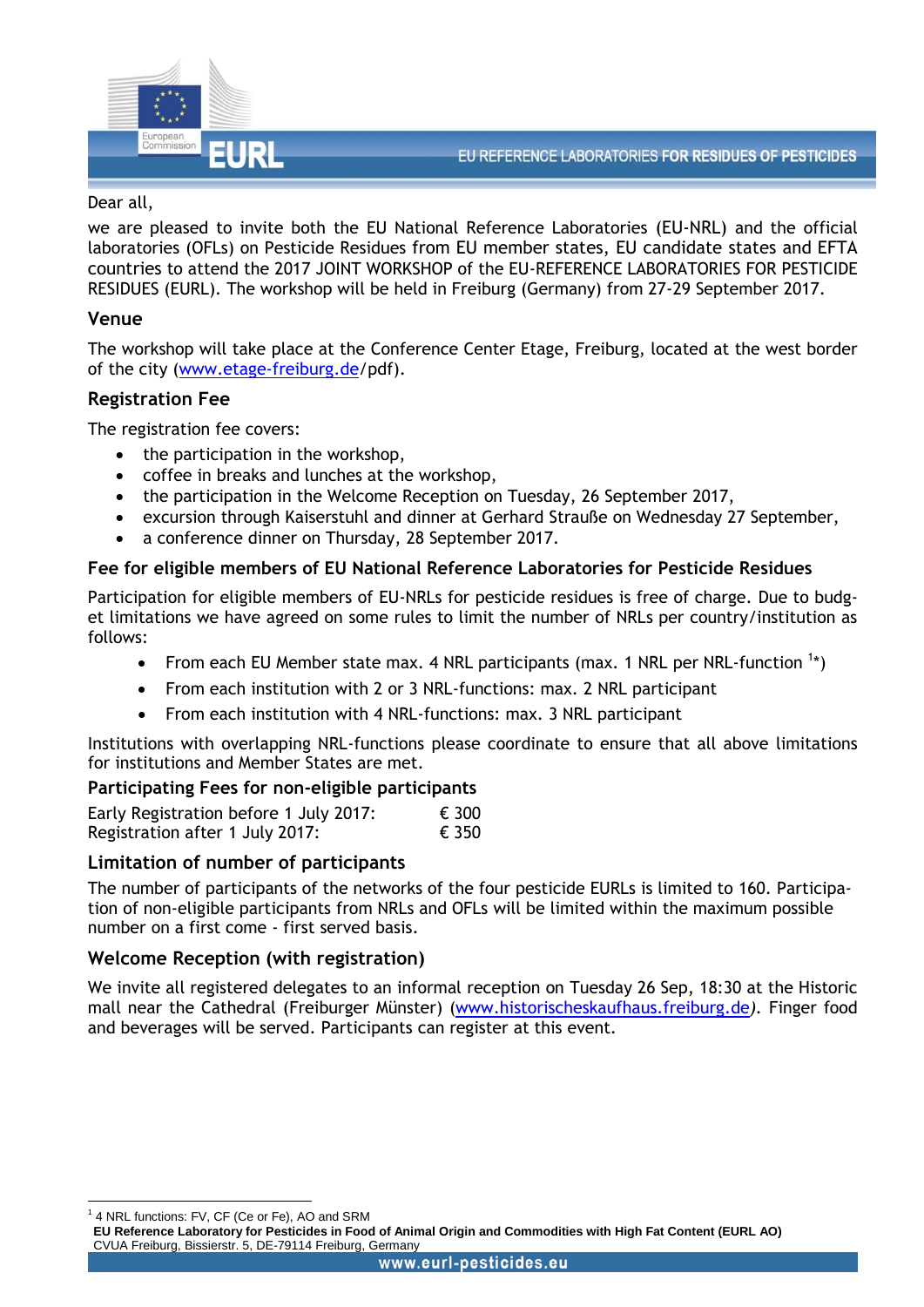Dear all,

we are pleased to invite both the EU National Reference Laboratories (EU-NRL) and the official laboratories (OFLs) on Pesticide Residues from EU member states, EU candidate states and EFTA countries to attend the 2017 JOINT WORKSHOP of the EU-REFERENCE LABORATORIES FOR PESTICIDE RESIDUES (EURL). The workshop will be held in Freiburg (Germany) from 27-29 September 2017.

## Venue

The workshop will take place at the Conference Center Etage, Freiburg, located at the west border of the city (www.etage-freiburg.de/pdf).

## Registration Fee

The registration fee covers:

- the participation in the workshop,
- coffee in breaks and lunches at the workshop,
- the participation in the Welcome Reception on Tuesday, 26 September 2017,
- excursion through Kaiserstuhl and dinner at Gerhard Strauße on Wednesday 27 September,
- a conference dinner on Thursday, 28 September 2017.

## Fee for eligible members of EU National Reference Laboratories for Pesticide Residues

Participation for eligible members of EU-NRLs for pesticide residues is free of charge. Due to budget limitations we have agreed on some rules to limit the number of NRLs per country/institution as follows:

- From each EU Member state max. 4 NRL participants (max. 1 NRL per NRL-function [1]*)
- From each institution with 2 or 3 NRL-functions: max. 2 NRL participant
- From each institution with 4 NRL-functions: max. 3 NRL participant

Institutions with overlapping NRL-functions please coordinate to ensure that all above limitations for institutions and Member States are met.

## Participating Fees for non-eligible participants

| | |
|---|---|
| Early Registration before 1 July 2017: | € 300 |
| Registration after 1 July 2017: | € 350 |

## Limitation of number of participants

The number of participants of the networks of the four pesticide EURLs is limited to 160. Participation of non-eligible participants from NRLs and OFLs will be limited within the maximum possible number on a first come - first served basis.

## Welcome Reception (with registration)

We invite all registered delegates to an informal reception on Tuesday 26 Sep, 18:30 at the Historic mall near the Cathedral (Freiburger Münster) (www.historischeskaufhaus.freiburg.de). Finger food and beverages will be served. Participants can register at this event.

[1] 4 NRL functions: FV, CF (Ce or Fe), AO and SRM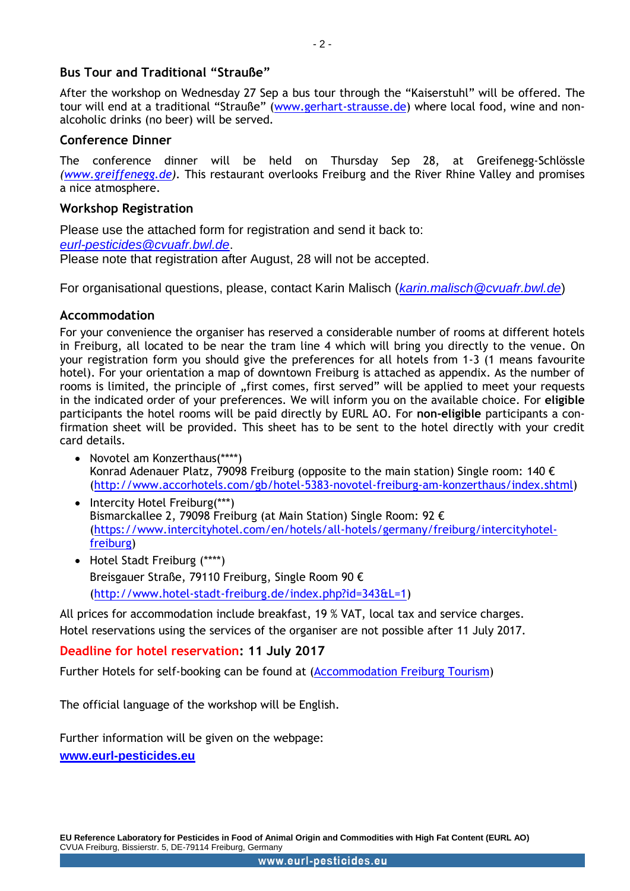### Bus Tour and Traditional "Strauße"

After the workshop on Wednesday 27 Sep a bus tour through the "Kaiserstuhl" will be offered. The tour will end at a traditional "Strauße" (www.gerhart-strausse.de) where local food, wine and non-alcoholic drinks (no beer) will be served.

### Conference Dinner

The conference dinner will be held on Thursday Sep 28, at Greifenegg-Schlössle *(www.greiffenegg.de)*. This restaurant overlooks Freiburg and the River Rhine Valley and promises a nice atmosphere.

### Workshop Registration

Please use the attached form for registration and send it back to:
*eurl-pesticides@cvuafr.bwl.de*.
Please note that registration after August, 28 will not be accepted.

For organisational questions, please, contact Karin Malisch (*karin.malisch@cvuafr.bwl.de*)

### Accommodation

For your convenience the organiser has reserved a considerable number of rooms at different hotels in Freiburg, all located to be near the tram line 4 which will bring you directly to the venue. On your registration form you should give the preferences for all hotels from 1-3 (1 means favourite hotel). For your orientation a map of downtown Freiburg is attached as appendix. As the number of rooms is limited, the principle of „first comes, first served" will be applied to meet your requests in the indicated order of your preferences. We will inform you on the available choice. For **eligible** participants the hotel rooms will be paid directly by EURL AO. For **non-eligible** participants a confirmation sheet will be provided. This sheet has to be sent to the hotel directly with your credit card details.

- Novotel am Konzerthaus(****)
  Konrad Adenauer Platz, 79098 Freiburg (opposite to the main station) Single room: 140 €
  (http://www.accorhotels.com/gb/hotel-5383-novotel-freiburg-am-konzerthaus/index.shtml)
- Intercity Hotel Freiburg(***)
  Bismarckallee 2, 79098 Freiburg (at Main Station) Single Room: 92 €
  (https://www.intercityhotel.com/en/hotels/all-hotels/germany/freiburg/intercityhotel-freiburg)
- Hotel Stadt Freiburg (****)
  Breisgauer Straße, 79110 Freiburg, Single Room 90 €
  (http://www.hotel-stadt-freiburg.de/index.php?id=343&L=1)

All prices for accommodation include breakfast, 19 % VAT, local tax and service charges.
Hotel reservations using the services of the organiser are not possible after 11 July 2017.

### Deadline for hotel reservation: 11 July 2017

Further Hotels for self-booking can be found at (Accommodation Freiburg Tourism)

The official language of the workshop will be English.

Further information will be given on the webpage:
**www.eurl-pesticides.eu**

**EU Reference Laboratory for Pesticides in Food of Animal Origin and Commodities with High Fat Content (EURL AO)**
CVUA Freiburg, Bissierstr. 5, DE-79114 Freiburg, Germany